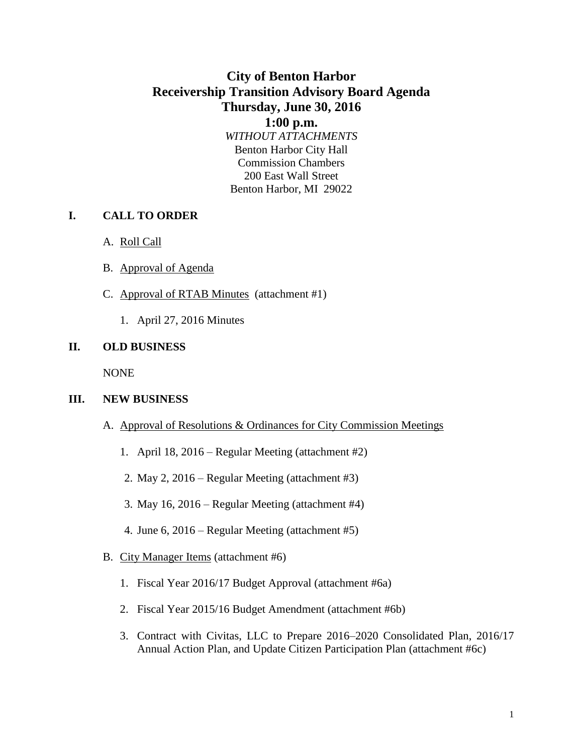# City of Benton Harbor
# Receivership Transition Advisory Board Agenda
# Thursday, June 30, 2016
# 1:00 p.m.

*WITHOUT ATTACHMENTS*

Benton Harbor City Hall
Commission Chambers
200 East Wall Street
Benton Harbor, MI 29022

## I. CALL TO ORDER

A. Roll Call

B. Approval of Agenda

C. Approval of RTAB Minutes (attachment #1)

1. April 27, 2016 Minutes

## II. OLD BUSINESS

NONE

## III. NEW BUSINESS

A. Approval of Resolutions & Ordinances for City Commission Meetings

1. April 18, 2016 – Regular Meeting (attachment #2)
2. May 2, 2016 – Regular Meeting (attachment #3)
3. May 16, 2016 – Regular Meeting (attachment #4)
4. June 6, 2016 – Regular Meeting (attachment #5)

B. City Manager Items (attachment #6)

1. Fiscal Year 2016/17 Budget Approval (attachment #6a)
2. Fiscal Year 2015/16 Budget Amendment (attachment #6b)
3. Contract with Civitas, LLC to Prepare 2016–2020 Consolidated Plan, 2016/17 Annual Action Plan, and Update Citizen Participation Plan (attachment #6c)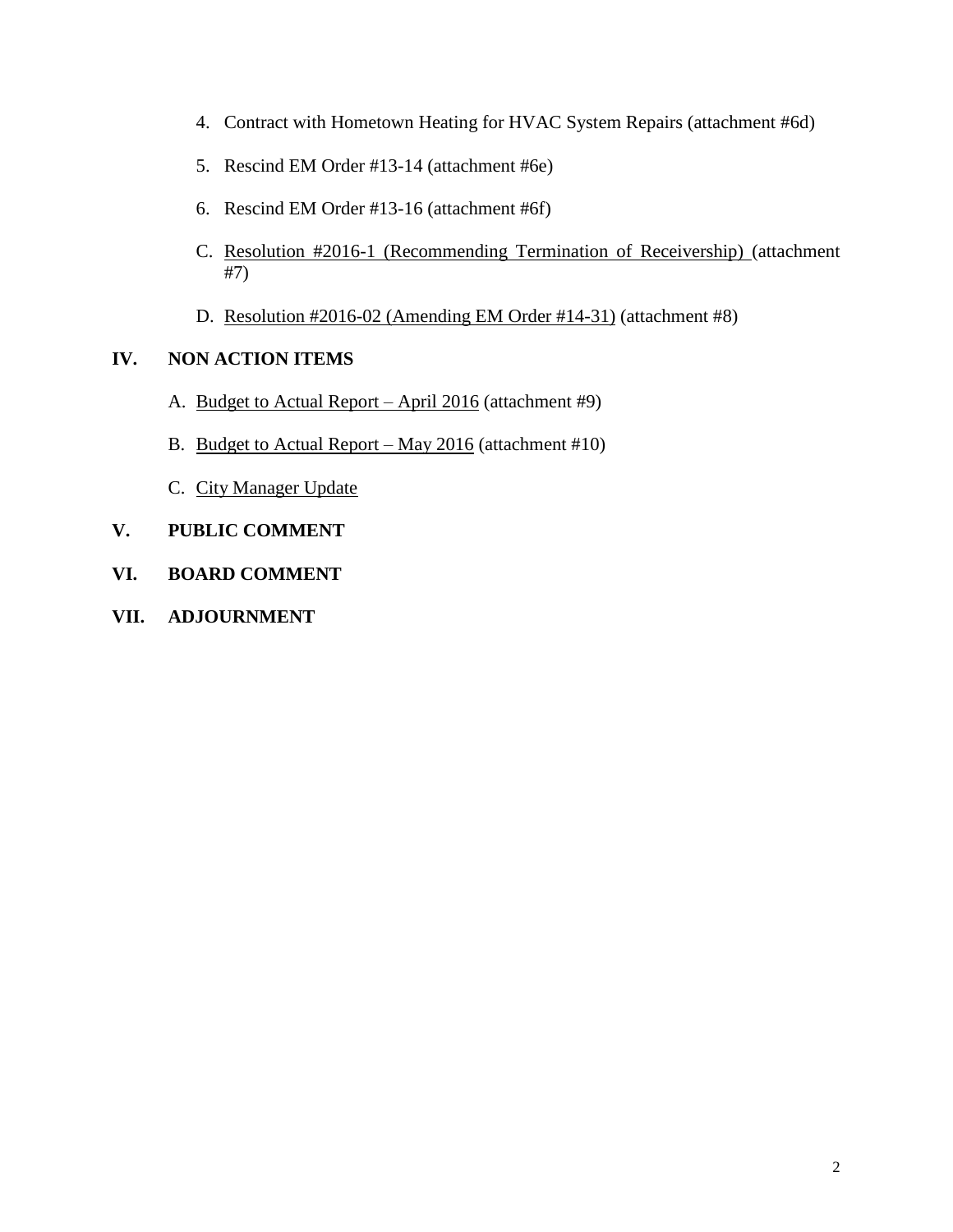4. Contract with Hometown Heating for HVAC System Repairs (attachment #6d)

5. Rescind EM Order #13-14 (attachment #6e)

6. Rescind EM Order #13-16 (attachment #6f)

C. <u>Resolution #2016-1 (Recommending Termination of Receivership)</u> (attachment #7)

D. <u>Resolution #2016-02 (Amending EM Order #14-31)</u> (attachment #8)

## IV. NON ACTION ITEMS

A. <u>Budget to Actual Report – April 2016</u> (attachment #9)

B. <u>Budget to Actual Report – May 2016</u> (attachment #10)

C. <u>City Manager Update</u>

## V. PUBLIC COMMENT

## VI. BOARD COMMENT

## VII. ADJOURNMENT